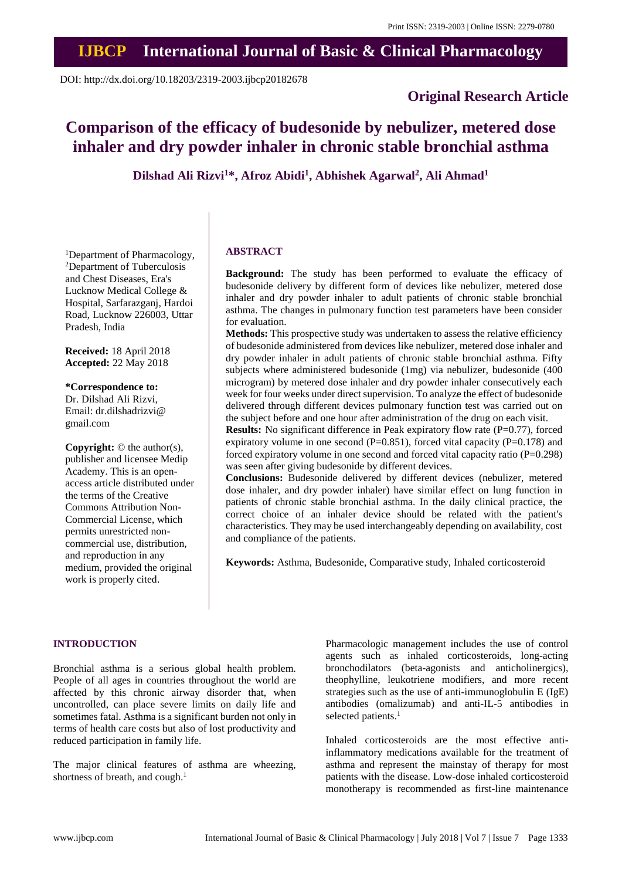Print ISSN: 2319-2003 | Online ISSN: 2279-0780

# IJBCP International Journal of Basic & Clinical Pharmacology

DOI: http://dx.doi.org/10.18203/2319-2003.ijbcp20182678

**Original Research Article**

# Comparison of the efficacy of budesonide by nebulizer, metered dose inhaler and dry powder inhaler in chronic stable bronchial asthma

**Dilshad Ali Rizvi[1]*, Afroz Abidi[1], Abhishek Agarwal[2], Ali Ahmad[1]**

[1]Department of Pharmacology, [2]Department of Tuberculosis and Chest Diseases, Era's Lucknow Medical College & Hospital, Sarfarazganj, Hardoi Road, Lucknow 226003, Uttar Pradesh, India

**Received:** 18 April 2018
**Accepted:** 22 May 2018

**\*Correspondence to:**
Dr. Dilshad Ali Rizvi,
Email: dr.dilshadrizvi@gmail.com

**Copyright:** © the author(s), publisher and licensee Medip Academy. This is an open-access article distributed under the terms of the Creative Commons Attribution Non-Commercial License, which permits unrestricted non-commercial use, distribution, and reproduction in any medium, provided the original work is properly cited.

## ABSTRACT

**Background:** The study has been performed to evaluate the efficacy of budesonide delivery by different form of devices like nebulizer, metered dose inhaler and dry powder inhaler to adult patients of chronic stable bronchial asthma. The changes in pulmonary function test parameters have been consider for evaluation.

**Methods:** This prospective study was undertaken to assess the relative efficiency of budesonide administered from devices like nebulizer, metered dose inhaler and dry powder inhaler in adult patients of chronic stable bronchial asthma. Fifty subjects where administered budesonide (1mg) via nebulizer, budesonide (400 microgram) by metered dose inhaler and dry powder inhaler consecutively each week for four weeks under direct supervision. To analyze the effect of budesonide delivered through different devices pulmonary function test was carried out on the subject before and one hour after administration of the drug on each visit.

**Results:** No significant difference in Peak expiratory flow rate (P=0.77), forced expiratory volume in one second (P=0.851), forced vital capacity (P=0.178) and forced expiratory volume in one second and forced vital capacity ratio (P=0.298) was seen after giving budesonide by different devices.

**Conclusions:** Budesonide delivered by different devices (nebulizer, metered dose inhaler, and dry powder inhaler) have similar effect on lung function in patients of chronic stable bronchial asthma. In the daily clinical practice, the correct choice of an inhaler device should be related with the patient's characteristics. They may be used interchangeably depending on availability, cost and compliance of the patients.

**Keywords:** Asthma, Budesonide, Comparative study, Inhaled corticosteroid

## INTRODUCTION

Bronchial asthma is a serious global health problem. People of all ages in countries throughout the world are affected by this chronic airway disorder that, when uncontrolled, can place severe limits on daily life and sometimes fatal. Asthma is a significant burden not only in terms of health care costs but also of lost productivity and reduced participation in family life.

The major clinical features of asthma are wheezing, shortness of breath, and cough.[1]

Pharmacologic management includes the use of control agents such as inhaled corticosteroids, long-acting bronchodilators (beta-agonists and anticholinergics), theophylline, leukotriene modifiers, and more recent strategies such as the use of anti-immunoglobulin E (IgE) antibodies (omalizumab) and anti-IL-5 antibodies in selected patients.[1]

Inhaled corticosteroids are the most effective anti-inflammatory medications available for the treatment of asthma and represent the mainstay of therapy for most patients with the disease. Low-dose inhaled corticosteroid monotherapy is recommended as first-line maintenance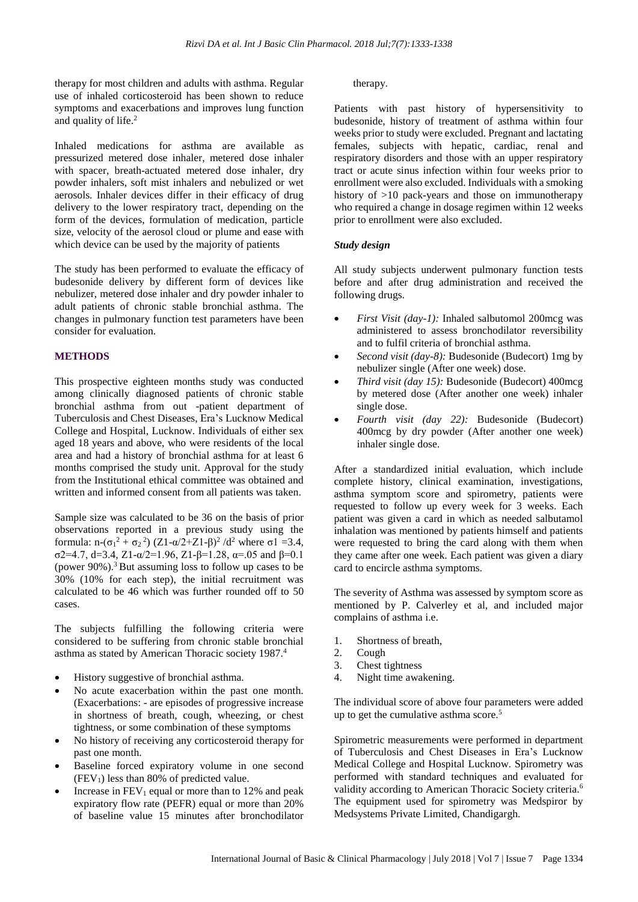therapy for most children and adults with asthma. Regular use of inhaled corticosteroid has been shown to reduce symptoms and exacerbations and improves lung function and quality of life.[2]

Inhaled medications for asthma are available as pressurized metered dose inhaler, metered dose inhaler with spacer, breath-actuated metered dose inhaler, dry powder inhalers, soft mist inhalers and nebulized or wet aerosols. Inhaler devices differ in their efficacy of drug delivery to the lower respiratory tract, depending on the form of the devices, formulation of medication, particle size, velocity of the aerosol cloud or plume and ease with which device can be used by the majority of patients

The study has been performed to evaluate the efficacy of budesonide delivery by different form of devices like nebulizer, metered dose inhaler and dry powder inhaler to adult patients of chronic stable bronchial asthma. The changes in pulmonary function test parameters have been consider for evaluation.

## METHODS

This prospective eighteen months study was conducted among clinically diagnosed patients of chronic stable bronchial asthma from out -patient department of Tuberculosis and Chest Diseases, Era's Lucknow Medical College and Hospital, Lucknow. Individuals of either sex aged 18 years and above, who were residents of the local area and had a history of bronchial asthma for at least 6 months comprised the study unit. Approval for the study from the Institutional ethical committee was obtained and written and informed consent from all patients was taken.

Sample size was calculated to be 36 on the basis of prior observations reported in a previous study using the formula: $n$-$(\sigma_1^2 + \sigma_2^2)$ $(Z1\text{-}\alpha/2+Z1\text{-}\beta)^2$ $/d^2$ where $\sigma1$ =3.4, $\sigma2$=4.7, d=3.4, $Z1\text{-}\alpha/2$=1.96, $Z1\text{-}\beta$=1.28, $\alpha$=.05 and $\beta$=0.1 (power 90%).[3] But assuming loss to follow up cases to be 30% (10% for each step), the initial recruitment was calculated to be 46 which was further rounded off to 50 cases.

The subjects fulfilling the following criteria were considered to be suffering from chronic stable bronchial asthma as stated by American Thoracic society 1987.[4]

- History suggestive of bronchial asthma.
- No acute exacerbation within the past one month. (Exacerbations: - are episodes of progressive increase in shortness of breath, cough, wheezing, or chest tightness, or some combination of these symptoms
- No history of receiving any corticosteroid therapy for past one month.
- Baseline forced expiratory volume in one second ($FEV_1$) less than 80% of predicted value.
- Increase in $FEV_1$ equal or more than to 12% and peak expiratory flow rate (PEFR) equal or more than 20% of baseline value 15 minutes after bronchodilator therapy.

Patients with past history of hypersensitivity to budesonide, history of treatment of asthma within four weeks prior to study were excluded. Pregnant and lactating females, subjects with hepatic, cardiac, renal and respiratory disorders and those with an upper respiratory tract or acute sinus infection within four weeks prior to enrollment were also excluded. Individuals with a smoking history of >10 pack-years and those on immunotherapy who required a change in dosage regimen within 12 weeks prior to enrollment were also excluded.

### *Study design*

All study subjects underwent pulmonary function tests before and after drug administration and received the following drugs.

- *First Visit (day-1):* Inhaled salbutomol 200mcg was administered to assess bronchodilator reversibility and to fulfil criteria of bronchial asthma.
- *Second visit (day-8):* Budesonide (Budecort) 1mg by nebulizer single (After one week) dose.
- *Third visit (day 15):* Budesonide (Budecort) 400mcg by metered dose (After another one week) inhaler single dose.
- *Fourth visit (day 22):* Budesonide (Budecort) 400mcg by dry powder (After another one week) inhaler single dose.

After a standardized initial evaluation, which include complete history, clinical examination, investigations, asthma symptom score and spirometry, patients were requested to follow up every week for 3 weeks. Each patient was given a card in which as needed salbutamol inhalation was mentioned by patients himself and patients were requested to bring the card along with them when they came after one week. Each patient was given a diary card to encircle asthma symptoms.

The severity of Asthma was assessed by symptom score as mentioned by P. Calverley et al, and included major complains of asthma i.e.

1. Shortness of breath,
2. Cough
3. Chest tightness
4. Night time awakening.

The individual score of above four parameters were added up to get the cumulative asthma score.[5]

Spirometric measurements were performed in department of Tuberculosis and Chest Diseases in Era's Lucknow Medical College and Hospital Lucknow. Spirometry was performed with standard techniques and evaluated for validity according to American Thoracic Society criteria.[6] The equipment used for spirometry was Medspiror by Medsystems Private Limited, Chandigargh.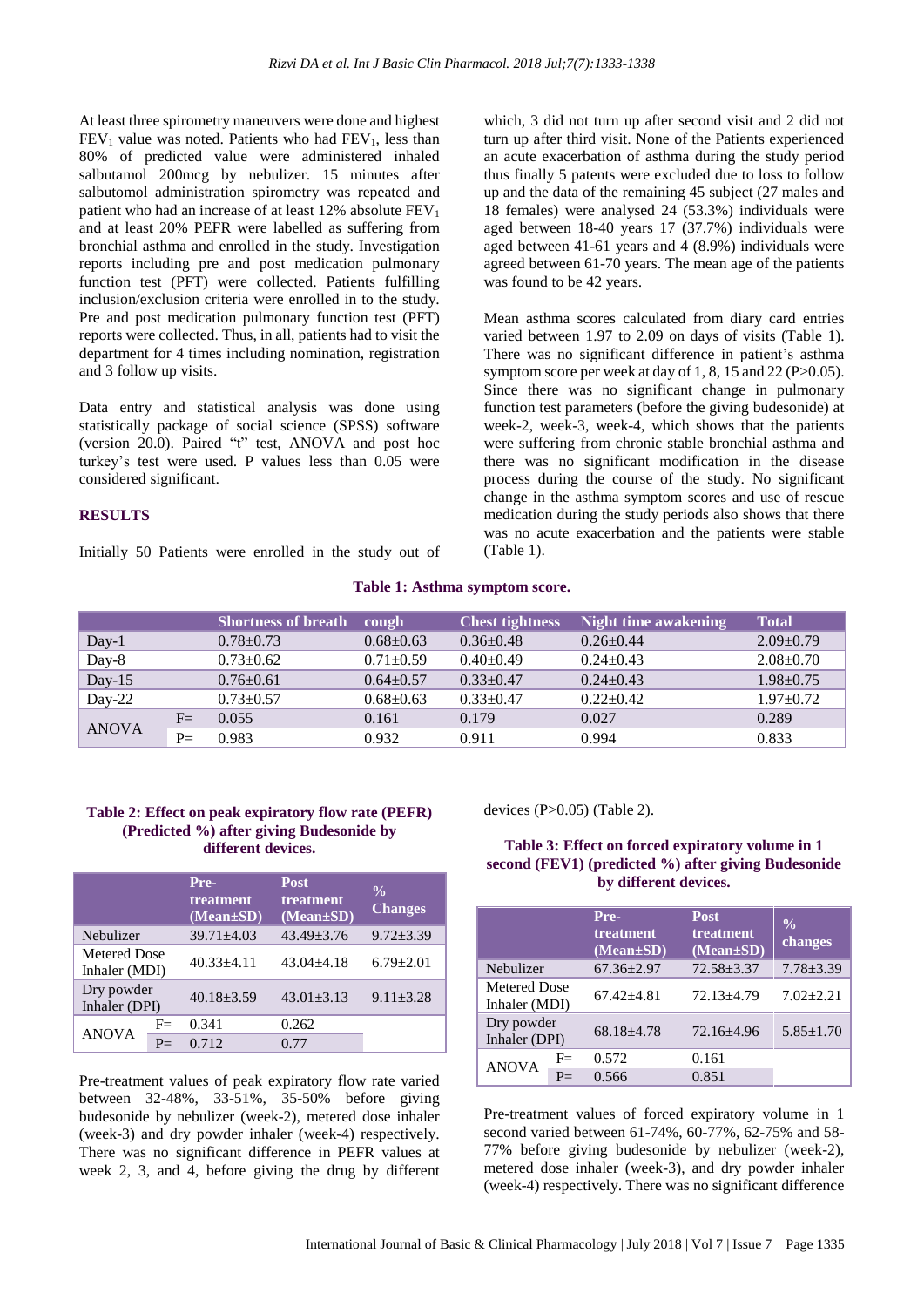At least three spirometry maneuvers were done and highest $FEV_1$ value was noted. Patients who had $FEV_1$, less than 80% of predicted value were administered inhaled salbutamol 200mcg by nebulizer. 15 minutes after salbutomol administration spirometry was repeated and patient who had an increase of at least 12% absolute $FEV_1$ and at least 20% PEFR were labelled as suffering from bronchial asthma and enrolled in the study. Investigation reports including pre and post medication pulmonary function test (PFT) were collected. Patients fulfilling inclusion/exclusion criteria were enrolled in to the study. Pre and post medication pulmonary function test (PFT) reports were collected. Thus, in all, patients had to visit the department for 4 times including nomination, registration and 3 follow up visits.

Data entry and statistical analysis was done using statistically package of social science (SPSS) software (version 20.0). Paired "t" test, ANOVA and post hoc turkey's test were used. P values less than 0.05 were considered significant.

## RESULTS

Initially 50 Patients were enrolled in the study out of which, 3 did not turn up after second visit and 2 did not turn up after third visit. None of the Patients experienced an acute exacerbation of asthma during the study period thus finally 5 patents were excluded due to loss to follow up and the data of the remaining 45 subject (27 males and 18 females) were analysed 24 (53.3%) individuals were aged between 18-40 years 17 (37.7%) individuals were aged between 41-61 years and 4 (8.9%) individuals were agreed between 61-70 years. The mean age of the patients was found to be 42 years.

Mean asthma scores calculated from diary card entries varied between 1.97 to 2.09 on days of visits (Table 1). There was no significant difference in patient's asthma symptom score per week at day of 1, 8, 15 and 22 (P>0.05). Since there was no significant change in pulmonary function test parameters (before the giving budesonide) at week-2, week-3, week-4, which shows that the patients were suffering from chronic stable bronchial asthma and there was no significant modification in the disease process during the course of the study. No significant change in the asthma symptom scores and use of rescue medication during the study periods also shows that there was no acute exacerbation and the patients were stable (Table 1).

**Table 1: Asthma symptom score.**

| | | Shortness of breath | cough | Chest tightness | Night time awakening | Total |
|---|---|---|---|---|---|---|
| Day-1 | | 0.78±0.73 | 0.68±0.63 | 0.36±0.48 | 0.26±0.44 | 2.09±0.79 |
| Day-8 | | 0.73±0.62 | 0.71±0.59 | 0.40±0.49 | 0.24±0.43 | 2.08±0.70 |
| Day-15 | | 0.76±0.61 | 0.64±0.57 | 0.33±0.47 | 0.24±0.43 | 1.98±0.75 |
| Day-22 | | 0.73±0.57 | 0.68±0.63 | 0.33±0.47 | 0.22±0.42 | 1.97±0.72 |
| ANOVA | F= | 0.055 | 0.161 | 0.179 | 0.027 | 0.289 |
| | P= | 0.983 | 0.932 | 0.911 | 0.994 | 0.833 |

**Table 2: Effect on peak expiratory flow rate (PEFR) (Predicted %) after giving Budesonide by different devices.**

| | | Pre-treatment (Mean±SD) | Post treatment (Mean±SD) | % Changes |
|---|---|---|---|---|
| Nebulizer | | 39.71±4.03 | 43.49±3.76 | 9.72±3.39 |
| Metered Dose Inhaler (MDI) | | 40.33±4.11 | 43.04±4.18 | 6.79±2.01 |
| Dry powder Inhaler (DPI) | | 40.18±3.59 | 43.01±3.13 | 9.11±3.28 |
| ANOVA | F= | 0.341 | 0.262 | |
| | P= | 0.712 | 0.77 | |

Pre-treatment values of peak expiratory flow rate varied between 32-48%, 33-51%, 35-50% before giving budesonide by nebulizer (week-2), metered dose inhaler (week-3) and dry powder inhaler (week-4) respectively. There was no significant difference in PEFR values at week 2, 3, and 4, before giving the drug by different devices (P>0.05) (Table 2).

**Table 3: Effect on forced expiratory volume in 1 second (FEV1) (predicted %) after giving Budesonide by different devices.**

| | | Pre-treatment (Mean±SD) | Post treatment (Mean±SD) | % changes |
|---|---|---|---|---|
| Nebulizer | | 67.36±2.97 | 72.58±3.37 | 7.78±3.39 |
| Metered Dose Inhaler (MDI) | | 67.42±4.81 | 72.13±4.79 | 7.02±2.21 |
| Dry powder Inhaler (DPI) | | 68.18±4.78 | 72.16±4.96 | 5.85±1.70 |
| ANOVA | F= | 0.572 | 0.161 | |
| | P= | 0.566 | 0.851 | |

Pre-treatment values of forced expiratory volume in 1 second varied between 61-74%, 60-77%, 62-75% and 58-77% before giving budesonide by nebulizer (week-2), metered dose inhaler (week-3), and dry powder inhaler (week-4) respectively. There was no significant difference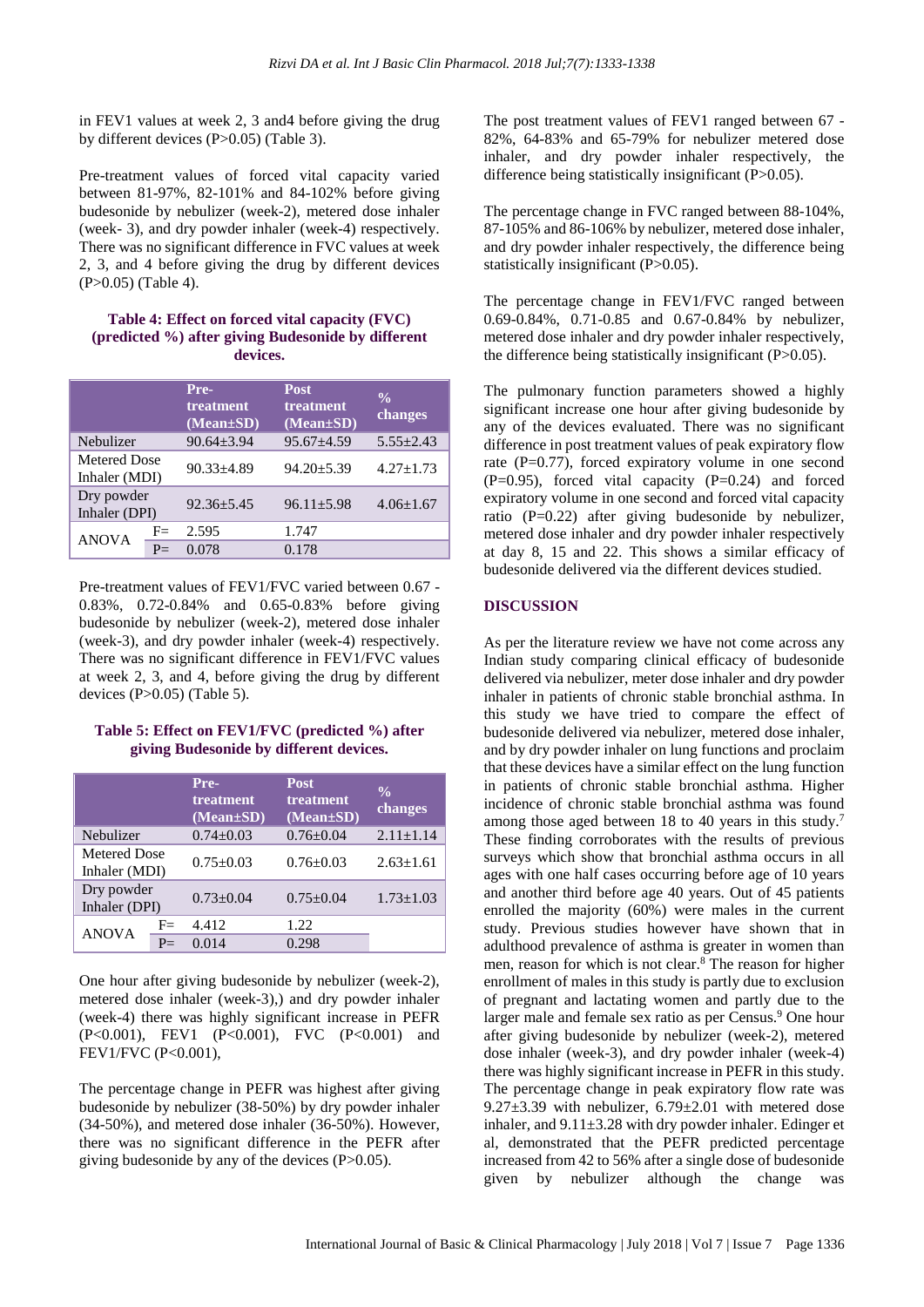in FEV1 values at week 2, 3 and4 before giving the drug by different devices (P>0.05) (Table 3).

Pre-treatment values of forced vital capacity varied between 81-97%, 82-101% and 84-102% before giving budesonide by nebulizer (week-2), metered dose inhaler (week- 3), and dry powder inhaler (week-4) respectively. There was no significant difference in FVC values at week 2, 3, and 4 before giving the drug by different devices (P>0.05) (Table 4).

**Table 4: Effect on forced vital capacity (FVC) (predicted %) after giving Budesonide by different devices.**

| | | Pre-treatment (Mean±SD) | Post treatment (Mean±SD) | % changes |
|---|---|---|---|---|
| Nebulizer | | 90.64±3.94 | 95.67±4.59 | 5.55±2.43 |
| Metered Dose Inhaler (MDI) | | 90.33±4.89 | 94.20±5.39 | 4.27±1.73 |
| Dry powder Inhaler (DPI) | | 92.36±5.45 | 96.11±5.98 | 4.06±1.67 |
| ANOVA | F= | 2.595 | 1.747 | |
| | P= | 0.078 | 0.178 | |

Pre-treatment values of FEV1/FVC varied between 0.67 - 0.83%, 0.72-0.84% and 0.65-0.83% before giving budesonide by nebulizer (week-2), metered dose inhaler (week-3), and dry powder inhaler (week-4) respectively. There was no significant difference in FEV1/FVC values at week 2, 3, and 4, before giving the drug by different devices (P>0.05) (Table 5).

**Table 5: Effect on FEV1/FVC (predicted %) after giving Budesonide by different devices.**

| | | Pre-treatment (Mean±SD) | Post treatment (Mean±SD) | % changes |
|---|---|---|---|---|
| Nebulizer | | 0.74±0.03 | 0.76±0.04 | 2.11±1.14 |
| Metered Dose Inhaler (MDI) | | 0.75±0.03 | 0.76±0.03 | 2.63±1.61 |
| Dry powder Inhaler (DPI) | | 0.73±0.04 | 0.75±0.04 | 1.73±1.03 |
| ANOVA | F= | 4.412 | 1.22 | |
| | P= | 0.014 | 0.298 | |

One hour after giving budesonide by nebulizer (week-2), metered dose inhaler (week-3),) and dry powder inhaler (week-4) there was highly significant increase in PEFR (P<0.001), FEV1 (P<0.001), FVC (P<0.001) and FEV1/FVC (P<0.001),

The percentage change in PEFR was highest after giving budesonide by nebulizer (38-50%) by dry powder inhaler (34-50%), and metered dose inhaler (36-50%). However, there was no significant difference in the PEFR after giving budesonide by any of the devices (P>0.05).

The post treatment values of FEV1 ranged between 67 - 82%, 64-83% and 65-79% for nebulizer metered dose inhaler, and dry powder inhaler respectively, the difference being statistically insignificant (P>0.05).

The percentage change in FVC ranged between 88-104%, 87-105% and 86-106% by nebulizer, metered dose inhaler, and dry powder inhaler respectively, the difference being statistically insignificant (P>0.05).

The percentage change in FEV1/FVC ranged between 0.69-0.84%, 0.71-0.85 and 0.67-0.84% by nebulizer, metered dose inhaler and dry powder inhaler respectively, the difference being statistically insignificant (P>0.05).

The pulmonary function parameters showed a highly significant increase one hour after giving budesonide by any of the devices evaluated. There was no significant difference in post treatment values of peak expiratory flow rate (P=0.77), forced expiratory volume in one second (P=0.95), forced vital capacity (P=0.24) and forced expiratory volume in one second and forced vital capacity ratio (P=0.22) after giving budesonide by nebulizer, metered dose inhaler and dry powder inhaler respectively at day 8, 15 and 22. This shows a similar efficacy of budesonide delivered via the different devices studied.

## DISCUSSION

As per the literature review we have not come across any Indian study comparing clinical efficacy of budesonide delivered via nebulizer, meter dose inhaler and dry powder inhaler in patients of chronic stable bronchial asthma. In this study we have tried to compare the efficacy of budesonide delivered via nebulizer, metered dose inhaler, and by dry powder inhaler on lung functions and proclaim that these devices have a similar effect on the lung function in patients of chronic stable bronchial asthma. Higher incidence of chronic stable bronchial asthma was found among those aged between 18 to 40 years in this study.[7] These finding corroborates with the results of previous surveys which show that bronchial asthma occurs in all ages with one half cases occurring before age of 10 years and another third before age 40 years. Out of 45 patients enrolled the majority (60%) were males in the current study. Previous studies however have shown that in adulthood prevalence of asthma is greater in women than men, reason for which is not clear.[8] The reason for higher enrollment of males in this study is partly due to exclusion of pregnant and lactating women and partly due to the larger male and female sex ratio as per Census.[9] One hour after giving budesonide by nebulizer (week-2), metered dose inhaler (week-3), and dry powder inhaler (week-4) there was highly significant increase in PEFR in this study. The percentage change in peak expiratory flow rate was 9.27±3.39 with nebulizer, 6.79±2.01 with metered dose inhaler, and 9.11±3.28 with dry powder inhaler. Edinger et al, demonstrated that the PEFR predicted percentage increased from 42 to 56% after a single dose of budesonide given by nebulizer although the change was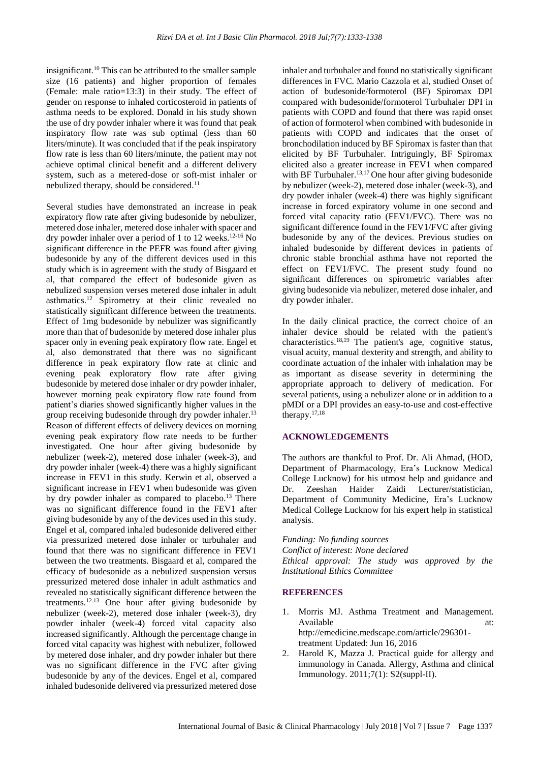insignificant.[10] This can be attributed to the smaller sample size (16 patients) and higher proportion of females (Female: male ratio=13:3) in their study. The effect of gender on response to inhaled corticosteroid in patients of asthma needs to be explored. Donald in his study shown the use of dry powder inhaler where it was found that peak inspiratory flow rate was sub optimal (less than 60 liters/minute). It was concluded that if the peak inspiratory flow rate is less than 60 liters/minute, the patient may not achieve optimal clinical benefit and a different delivery system, such as a metered-dose or soft-mist inhaler or nebulized therapy, should be considered.[11]

Several studies have demonstrated an increase in peak expiratory flow rate after giving budesonide by nebulizer, metered dose inhaler, metered dose inhaler with spacer and dry powder inhaler over a period of 1 to 12 weeks.[12-16] No significant difference in the PEFR was found after giving budesonide by any of the different devices used in this study which is in agreement with the study of Bisgaard et al, that compared the effect of budesonide given as nebulized suspension verses metered dose inhaler in adult asthmatics.[12] Spirometry at their clinic revealed no statistically significant difference between the treatments. Effect of 1mg budesonide by nebulizer was significantly more than that of budesonide by metered dose inhaler plus spacer only in evening peak expiratory flow rate. Engel et al, also demonstrated that there was no significant difference in peak expiratory flow rate at clinic and evening peak exploratory flow rate after giving budesonide by metered dose inhaler or dry powder inhaler, however morning peak expiratory flow rate found from patient's diaries showed significantly higher values in the group receiving budesonide through dry powder inhaler.[13] Reason of different effects of delivery devices on morning evening peak expiratory flow rate needs to be further investigated. One hour after giving budesonide by nebulizer (week-2), metered dose inhaler (week-3), and dry powder inhaler (week-4) there was a highly significant increase in FEV1 in this study. Kerwin et al, observed a significant increase in FEV1 when budesonide was given by dry powder inhaler as compared to placebo.[13] There was no significant difference found in the FEV1 after giving budesonide by any of the devices used in this study. Engel et al, compared inhaled budesonide delivered either via pressurized metered dose inhaler or turbuhaler and found that there was no significant difference in FEV1 between the two treatments. Bisgaard et al, compared the efficacy of budesonide as a nebulized suspension versus pressurized metered dose inhaler in adult asthmatics and revealed no statistically significant difference between the treatments.[12,13] One hour after giving budesonide by nebulizer (week-2), metered dose inhaler (week-3), dry powder inhaler (week-4) forced vital capacity also increased significantly. Although the percentage change in forced vital capacity was highest with nebulizer, followed by metered dose inhaler, and dry powder inhaler but there was no significant difference in the FVC after giving budesonide by any of the devices. Engel et al, compared inhaled budesonide delivered via pressurized metered dose inhaler and turbuhaler and found no statistically significant differences in FVC. Mario Cazzola et al, studied Onset of action of budesonide/formoterol (BF) Spiromax DPI compared with budesonide/formoterol Turbuhaler DPI in patients with COPD and found that there was rapid onset of action of formoterol when combined with budesonide in patients with COPD and indicates that the onset of bronchodilation induced by BF Spiromax is faster than that elicited by BF Turbuhaler. Intriguingly, BF Spiromax elicited also a greater increase in FEV1 when compared with BF Turbuhaler.[13,17] One hour after giving budesonide by nebulizer (week-2), metered dose inhaler (week-3), and dry powder inhaler (week-4) there was highly significant increase in forced expiratory volume in one second and forced vital capacity ratio (FEV1/FVC). There was no significant difference found in the FEV1/FVC after giving budesonide by any of the devices. Previous studies on inhaled budesonide by different devices in patients of chronic stable bronchial asthma have not reported the effect on FEV1/FVC. The present study found no significant differences on spirometric variables after giving budesonide via nebulizer, metered dose inhaler, and dry powder inhaler.

In the daily clinical practice, the correct choice of an inhaler device should be related with the patient's characteristics.[18,19] The patient's age, cognitive status, visual acuity, manual dexterity and strength, and ability to coordinate actuation of the inhaler with inhalation may be as important as disease severity in determining the appropriate approach to delivery of medication. For several patients, using a nebulizer alone or in addition to a pMDI or a DPI provides an easy-to-use and cost-effective therapy.[17,18]

## ACKNOWLEDGEMENTS

The authors are thankful to Prof. Dr. Ali Ahmad, (HOD, Department of Pharmacology, Era's Lucknow Medical College Lucknow) for his utmost help and guidance and Dr. Zeeshan Haider Zaidi Lecturer/statistician, Department of Community Medicine, Era's Lucknow Medical College Lucknow for his expert help in statistical analysis.

*Funding: No funding sources*
*Conflict of interest: None declared*
*Ethical approval: The study was approved by the Institutional Ethics Committee*

## REFERENCES

1. Morris MJ. Asthma Treatment and Management. Available at: http://emedicine.medscape.com/article/296301-treatment Updated: Jun 16, 2016
2. Harold K, Mazza J. Practical guide for allergy and immunology in Canada. Allergy, Asthma and clinical Immunology. 2011;7(1): S2(suppl-II).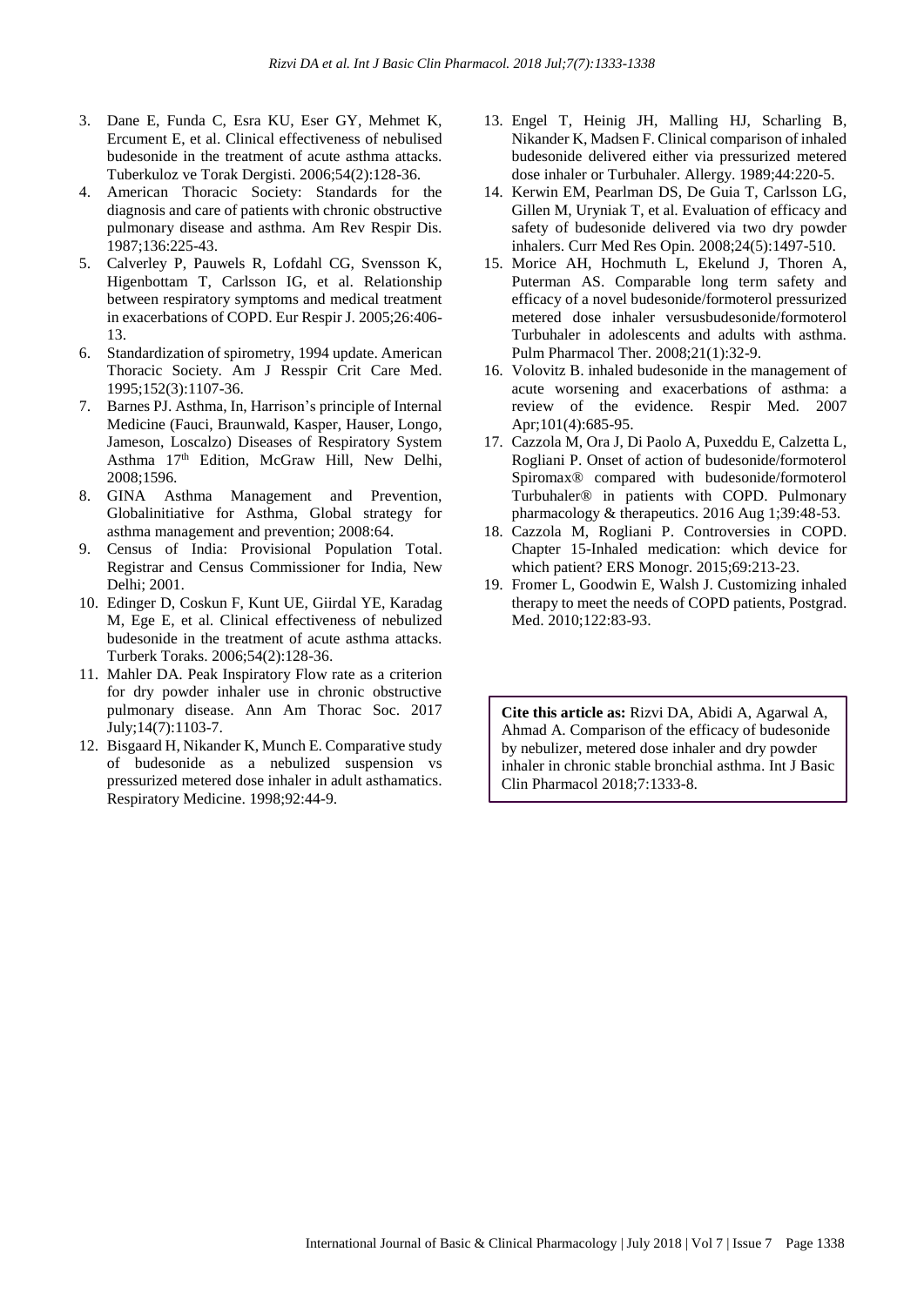3. Dane E, Funda C, Esra KU, Eser GY, Mehmet K, Ercument E, et al. Clinical effectiveness of nebulised budesonide in the treatment of acute asthma attacks. Tuberkuloz ve Torak Dergisti. 2006;54(2):128-36.
4. American Thoracic Society: Standards for the diagnosis and care of patients with chronic obstructive pulmonary disease and asthma. Am Rev Respir Dis. 1987;136:225-43.
5. Calverley P, Pauwels R, Lofdahl CG, Svensson K, Higenbottam T, Carlsson IG, et al. Relationship between respiratory symptoms and medical treatment in exacerbations of COPD. Eur Respir J. 2005;26:406-13.
6. Standardization of spirometry, 1994 update. American Thoracic Society. Am J Resspir Crit Care Med. 1995;152(3):1107-36.
7. Barnes PJ. Asthma, In, Harrison's principle of Internal Medicine (Fauci, Braunwald, Kasper, Hauser, Longo, Jameson, Loscalzo) Diseases of Respiratory System Asthma 17th Edition, McGraw Hill, New Delhi, 2008;1596.
8. GINA Asthma Management and Prevention, Globalinitiative for Asthma, Global strategy for asthma management and prevention; 2008:64.
9. Census of India: Provisional Population Total. Registrar and Census Commissioner for India, New Delhi; 2001.
10. Edinger D, Coskun F, Kunt UE, Giirdal YE, Karadag M, Ege E, et al. Clinical effectiveness of nebulized budesonide in the treatment of acute asthma attacks. Turberk Toraks. 2006;54(2):128-36.
11. Mahler DA. Peak Inspiratory Flow rate as a criterion for dry powder inhaler use in chronic obstructive pulmonary disease. Ann Am Thorac Soc. 2017 July;14(7):1103-7.
12. Bisgaard H, Nikander K, Munch E. Comparative study of budesonide as a nebulized suspension vs pressurized metered dose inhaler in adult asthamatics. Respiratory Medicine. 1998;92:44-9.
13. Engel T, Heinig JH, Malling HJ, Scharling B, Nikander K, Madsen F. Clinical comparison of inhaled budesonide delivered either via pressurized metered dose inhaler or Turbuhaler. Allergy. 1989;44:220-5.
14. Kerwin EM, Pearlman DS, De Guia T, Carlsson LG, Gillen M, Uryniak T, et al. Evaluation of efficacy and safety of budesonide delivered via two dry powder inhalers. Curr Med Res Opin. 2008;24(5):1497-510.
15. Morice AH, Hochmuth L, Ekelund J, Thoren A, Puterman AS. Comparable long term safety and efficacy of a novel budesonide/formoterol pressurized metered dose inhaler versusbudesonide/formoterol Turbuhaler in adolescents and adults with asthma. Pulm Pharmacol Ther. 2008;21(1):32-9.
16. Volovitz B. inhaled budesonide in the management of acute worsening and exacerbations of asthma: a review of the evidence. Respir Med. 2007 Apr;101(4):685-95.
17. Cazzola M, Ora J, Di Paolo A, Puxeddu E, Calzetta L, Rogliani P. Onset of action of budesonide/formoterol Spiromax® compared with budesonide/formoterol Turbuhaler® in patients with COPD. Pulmonary pharmacology & therapeutics. 2016 Aug 1;39:48-53.
18. Cazzola M, Rogliani P. Controversies in COPD. Chapter 15-Inhaled medication: which device for which patient? ERS Monogr. 2015;69:213-23.
19. Fromer L, Goodwin E, Walsh J. Customizing inhaled therapy to meet the needs of COPD patients, Postgrad. Med. 2010;122:83-93.

**Cite this article as:** Rizvi DA, Abidi A, Agarwal A, Ahmad A. Comparison of the efficacy of budesonide by nebulizer, metered dose inhaler and dry powder inhaler in chronic stable bronchial asthma. Int J Basic Clin Pharmacol 2018;7:1333-8.